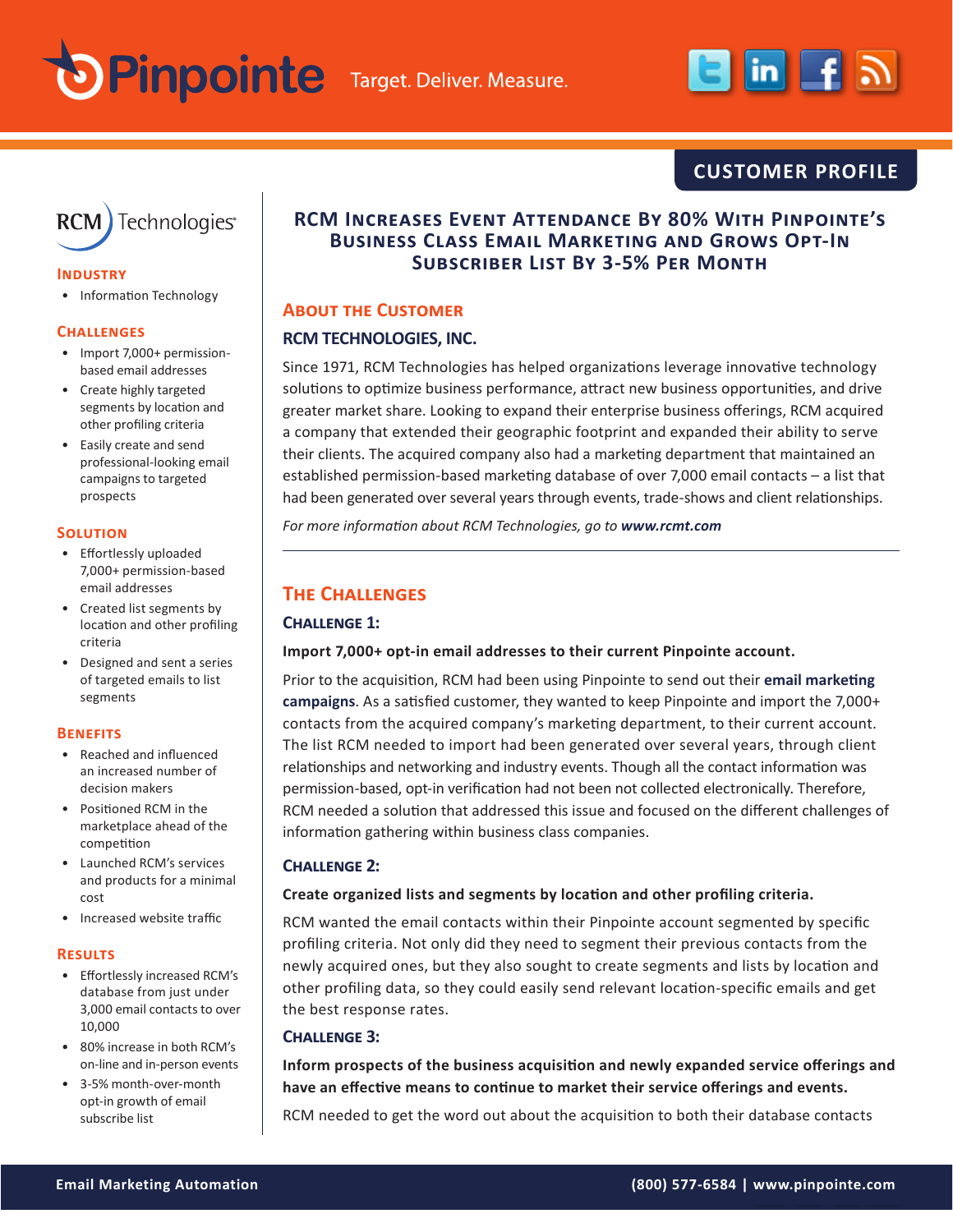Pinpointe Target. Deliver. Measure.

CUSTOMER PROFILE

RCM Technologies

## Industry

- Information Technology

## Challenges

- Import 7,000+ permission-based email addresses
- Create highly targeted segments by location and other profiling criteria
- Easily create and send professional-looking email campaigns to targeted prospects

## Solution

- Effortlessly uploaded 7,000+ permission-based email addresses
- Created list segments by location and other profiling criteria
- Designed and sent a series of targeted emails to list segments

## Benefits

- Reached and influenced an increased number of decision makers
- Positioned RCM in the marketplace ahead of the competition
- Launched RCM's services and products for a minimal cost
- Increased website traffic

## Results

- Effortlessly increased RCM's database from just under 3,000 email contacts to over 10,000
- 80% increase in both RCM's on-line and in-person events
- 3-5% month-over-month opt-in growth of email subscribe list

# RCM Increases Event Attendance By 80% With Pinpointe's Business Class Email Marketing and Grows Opt-In Subscriber List By 3-5% Per Month

## About the Customer

### RCM TECHNOLOGIES, INC.

Since 1971, RCM Technologies has helped organizations leverage innovative technology solutions to optimize business performance, attract new business opportunities, and drive greater market share. Looking to expand their enterprise business offerings, RCM acquired a company that extended their geographic footprint and expanded their ability to serve their clients. The acquired company also had a marketing department that maintained an established permission-based marketing database of over 7,000 email contacts – a list that had been generated over several years through events, trade-shows and client relationships.

*For more information about RCM Technologies, go to **www.rcmt.com***

## The Challenges

### Challenge 1:

**Import 7,000+ opt-in email addresses to their current Pinpointe account.**

Prior to the acquisition, RCM had been using Pinpointe to send out their **email marketing campaigns**. As a satisfied customer, they wanted to keep Pinpointe and import the 7,000+ contacts from the acquired company's marketing department, to their current account. The list RCM needed to import had been generated over several years, through client relationships and networking and industry events. Though all the contact information was permission-based, opt-in verification had not been not collected electronically. Therefore, RCM needed a solution that addressed this issue and focused on the different challenges of information gathering within business class companies.

### Challenge 2:

**Create organized lists and segments by location and other profiling criteria.**

RCM wanted the email contacts within their Pinpointe account segmented by specific profiling criteria. Not only did they need to segment their previous contacts from the newly acquired ones, but they also sought to create segments and lists by location and other profiling data, so they could easily send relevant location-specific emails and get the best response rates.

### Challenge 3:

**Inform prospects of the business acquisition and newly expanded service offerings and have an effective means to continue to market their service offerings and events.**

RCM needed to get the word out about the acquisition to both their database contacts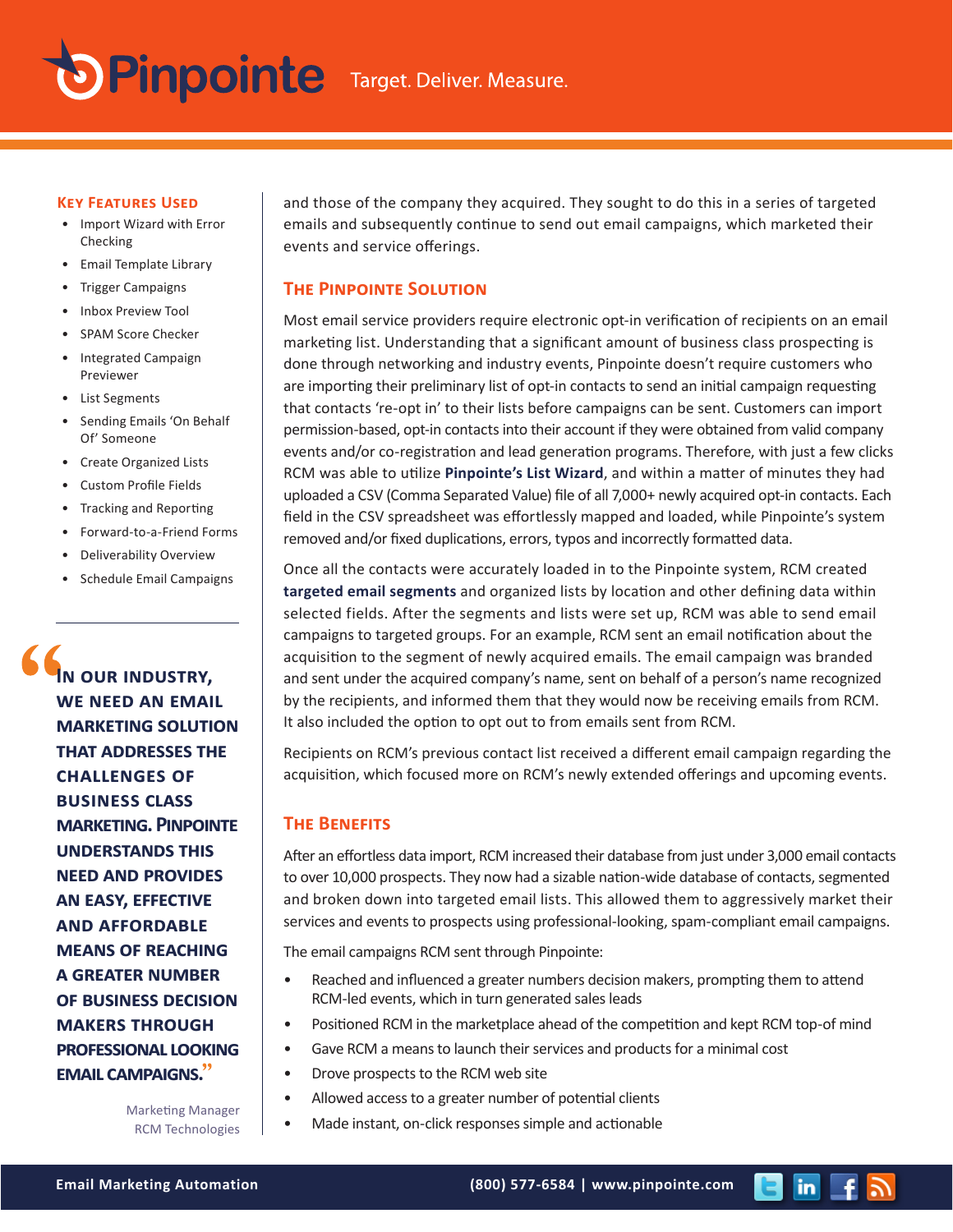## Key Features Used

- Import Wizard with Error Checking
- Email Template Library
- Trigger Campaigns
- Inbox Preview Tool
- SPAM Score Checker
- Integrated Campaign Previewer
- List Segments
- Sending Emails 'On Behalf Of' Someone
- Create Organized Lists
- Custom Profile Fields
- Tracking and Reporting
- Forward-to-a-Friend Forms
- Deliverability Overview
- Schedule Email Campaigns

> "In our industry, we need an email marketing solution that addresses the challenges of business class marketing. Pinpointe understands this need and provides an easy, effective and affordable means of reaching a greater number of business decision makers through professional looking email campaigns."
>
> Marketing Manager
> RCM Technologies

and those of the company they acquired. They sought to do this in a series of targeted emails and subsequently continue to send out email campaigns, which marketed their events and service offerings.

## The Pinpointe Solution

Most email service providers require electronic opt-in verification of recipients on an email marketing list. Understanding that a significant amount of business class prospecting is done through networking and industry events, Pinpointe doesn't require customers who are importing their preliminary list of opt-in contacts to send an initial campaign requesting that contacts 're-opt in' to their lists before campaigns can be sent. Customers can import permission-based, opt-in contacts into their account if they were obtained from valid company events and/or co-registration and lead generation programs. Therefore, with just a few clicks RCM was able to utilize **Pinpointe's List Wizard**, and within a matter of minutes they had uploaded a CSV (Comma Separated Value) file of all 7,000+ newly acquired opt-in contacts. Each field in the CSV spreadsheet was effortlessly mapped and loaded, while Pinpointe's system removed and/or fixed duplications, errors, typos and incorrectly formatted data.

Once all the contacts were accurately loaded in to the Pinpointe system, RCM created **targeted email segments** and organized lists by location and other defining data within selected fields. After the segments and lists were set up, RCM was able to send email campaigns to targeted groups. For an example, RCM sent an email notification about the acquisition to the segment of newly acquired emails. The email campaign was branded and sent under the acquired company's name, sent on behalf of a person's name recognized by the recipients, and informed them that they would now be receiving emails from RCM. It also included the option to opt out to from emails sent from RCM.

Recipients on RCM's previous contact list received a different email campaign regarding the acquisition, which focused more on RCM's newly extended offerings and upcoming events.

## The Benefits

After an effortless data import, RCM increased their database from just under 3,000 email contacts to over 10,000 prospects. They now had a sizable nation-wide database of contacts, segmented and broken down into targeted email lists. This allowed them to aggressively market their services and events to prospects using professional-looking, spam-compliant email campaigns.

The email campaigns RCM sent through Pinpointe:

- Reached and influenced a greater numbers decision makers, prompting them to attend RCM-led events, which in turn generated sales leads
- Positioned RCM in the marketplace ahead of the competition and kept RCM top-of mind
- Gave RCM a means to launch their services and products for a minimal cost
- Drove prospects to the RCM web site
- Allowed access to a greater number of potential clients
- Made instant, on-click responses simple and actionable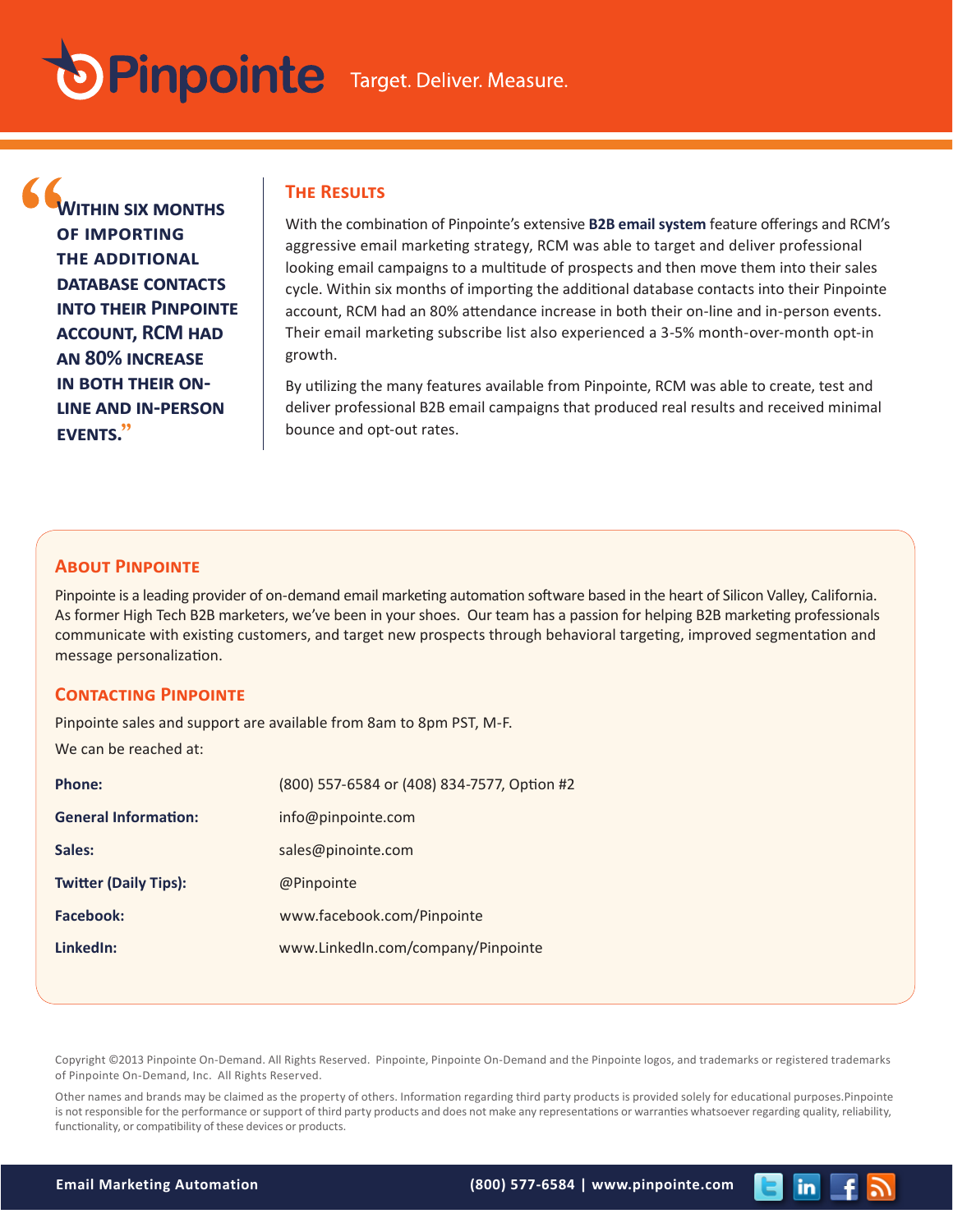# Pinpointe

Target. Deliver. Measure.

> "Within six months of importing the additional database contacts into their Pinpointe account, RCM had an 80% increase in both their on-line and in-person events."

## The Results

With the combination of Pinpointe's extensive **B2B email system** feature offerings and RCM's aggressive email marketing strategy, RCM was able to target and deliver professional looking email campaigns to a multitude of prospects and then move them into their sales cycle. Within six months of importing the additional database contacts into their Pinpointe account, RCM had an 80% attendance increase in both their on-line and in-person events. Their email marketing subscribe list also experienced a 3-5% month-over-month opt-in growth.

By utilizing the many features available from Pinpointe, RCM was able to create, test and deliver professional B2B email campaigns that produced real results and received minimal bounce and opt-out rates.

## About Pinpointe

Pinpointe is a leading provider of on-demand email marketing automation software based in the heart of Silicon Valley, California. As former High Tech B2B marketers, we've been in your shoes. Our team has a passion for helping B2B marketing professionals communicate with existing customers, and target new prospects through behavioral targeting, improved segmentation and message personalization.

## Contacting Pinpointe

Pinpointe sales and support are available from 8am to 8pm PST, M-F.

We can be reached at:

| | |
|---|---|
| **Phone:** | (800) 557-6584 or (408) 834-7577, Option #2 |
| **General Information:** | info@pinpointe.com |
| **Sales:** | sales@pinointe.com |
| **Twitter (Daily Tips):** | @Pinpointe |
| **Facebook:** | www.facebook.com/Pinpointe |
| **LinkedIn:** | www.LinkedIn.com/company/Pinpointe |

Copyright ©2013 Pinpointe On-Demand. All Rights Reserved. Pinpointe, Pinpointe On-Demand and the Pinpointe logos, and trademarks or registered trademarks of Pinpointe On-Demand, Inc. All Rights Reserved.

Other names and brands may be claimed as the property of others. Information regarding third party products is provided solely for educational purposes.Pinpointe is not responsible for the performance or support of third party products and does not make any representations or warranties whatsoever regarding quality, reliability, functionality, or compatibility of these devices or products.

**Email Marketing Automation** **(800) 577-6584 | www.pinpointe.com**